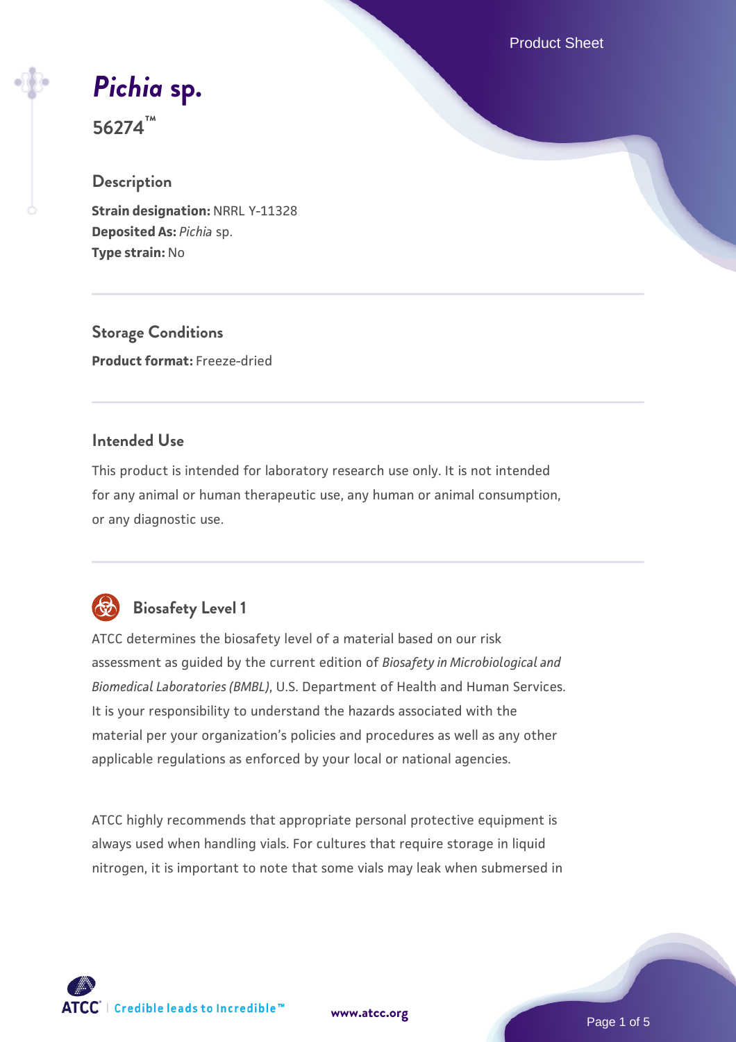# *Pichia* sp.

**56274™**

## Description

**Strain designation:** NRRL Y-11328
**Deposited As:** *Pichia* sp.
**Type strain:** No

## Storage Conditions

**Product format:** Freeze-dried

## Intended Use

This product is intended for laboratory research use only. It is not intended for any animal or human therapeutic use, any human or animal consumption, or any diagnostic use.

## Biosafety Level 1

ATCC determines the biosafety level of a material based on our risk assessment as guided by the current edition of *Biosafety in Microbiological and Biomedical Laboratories (BMBL)*, U.S. Department of Health and Human Services. It is your responsibility to understand the hazards associated with the material per your organization's policies and procedures as well as any other applicable regulations as enforced by your local or national agencies.

ATCC highly recommends that appropriate personal protective equipment is always used when handling vials. For cultures that require storage in liquid nitrogen, it is important to note that some vials may leak when submersed in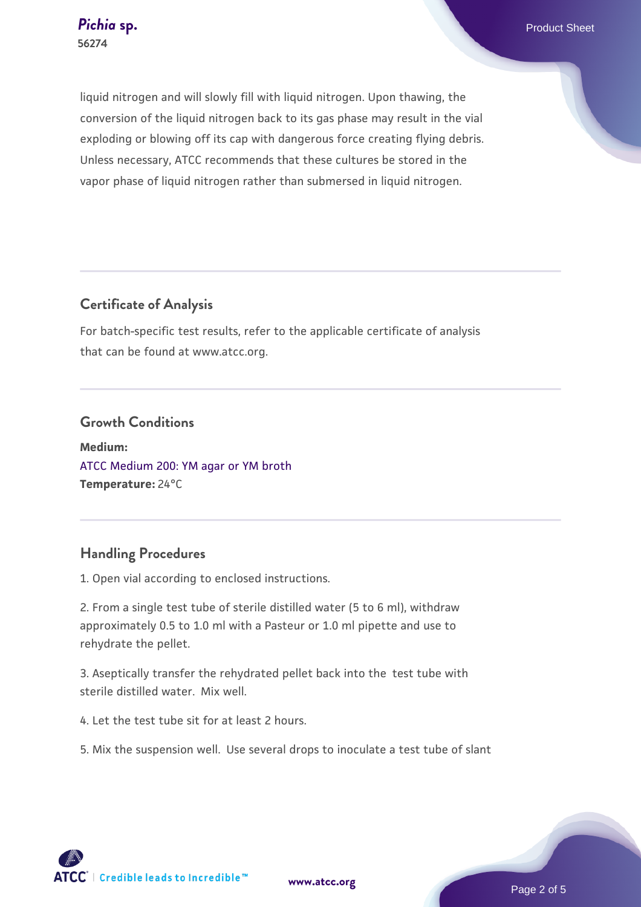liquid nitrogen and will slowly fill with liquid nitrogen. Upon thawing, the conversion of the liquid nitrogen back to its gas phase may result in the vial exploding or blowing off its cap with dangerous force creating flying debris. Unless necessary, ATCC recommends that these cultures be stored in the vapor phase of liquid nitrogen rather than submersed in liquid nitrogen.

## Certificate of Analysis

For batch-specific test results, refer to the applicable certificate of analysis that can be found at www.atcc.org.

## Growth Conditions

**Medium:**
ATCC Medium 200: YM agar or YM broth
**Temperature:** 24°C

## Handling Procedures

1. Open vial according to enclosed instructions.

2. From a single test tube of sterile distilled water (5 to 6 ml), withdraw approximately 0.5 to 1.0 ml with a Pasteur or 1.0 ml pipette and use to rehydrate the pellet.

3. Aseptically transfer the rehydrated pellet back into the test tube with sterile distilled water. Mix well.

4. Let the test tube sit for at least 2 hours.

5. Mix the suspension well. Use several drops to inoculate a test tube of slant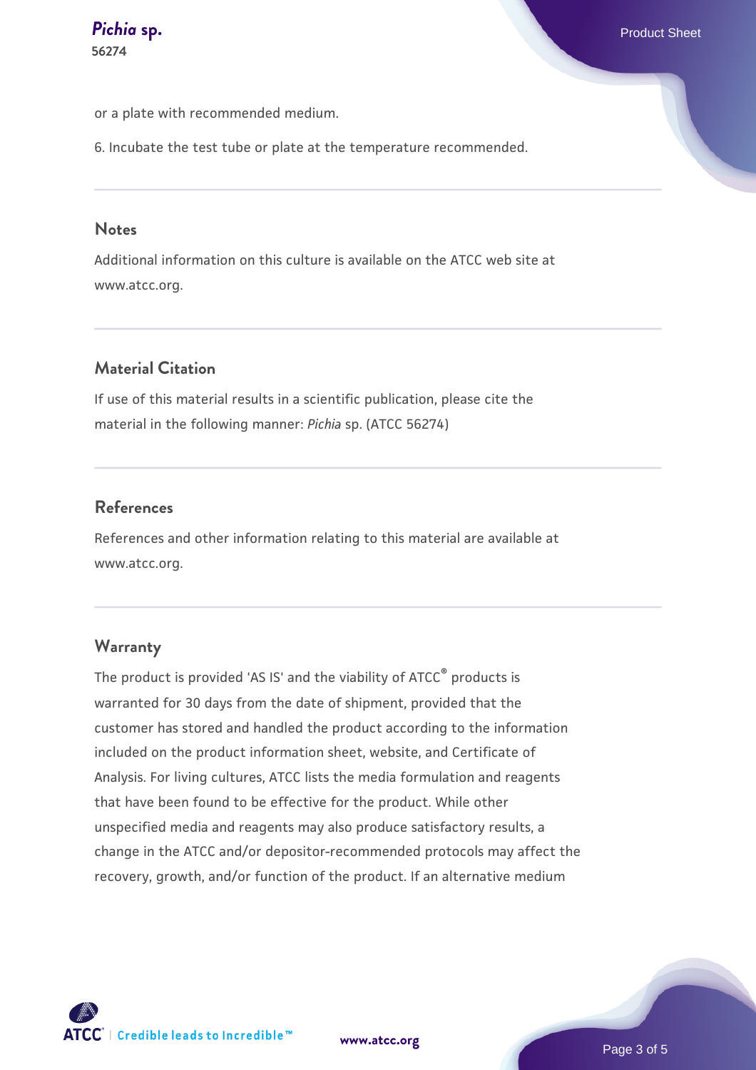or a plate with recommended medium.

6. Incubate the test tube or plate at the temperature recommended.

## Notes

Additional information on this culture is available on the ATCC web site at www.atcc.org.

## Material Citation

If use of this material results in a scientific publication, please cite the material in the following manner: *Pichia* sp. (ATCC 56274)

## References

References and other information relating to this material are available at www.atcc.org.

## Warranty

The product is provided 'AS IS' and the viability of ATCC® products is warranted for 30 days from the date of shipment, provided that the customer has stored and handled the product according to the information included on the product information sheet, website, and Certificate of Analysis. For living cultures, ATCC lists the media formulation and reagents that have been found to be effective for the product. While other unspecified media and reagents may also produce satisfactory results, a change in the ATCC and/or depositor-recommended protocols may affect the recovery, growth, and/or function of the product. If an alternative medium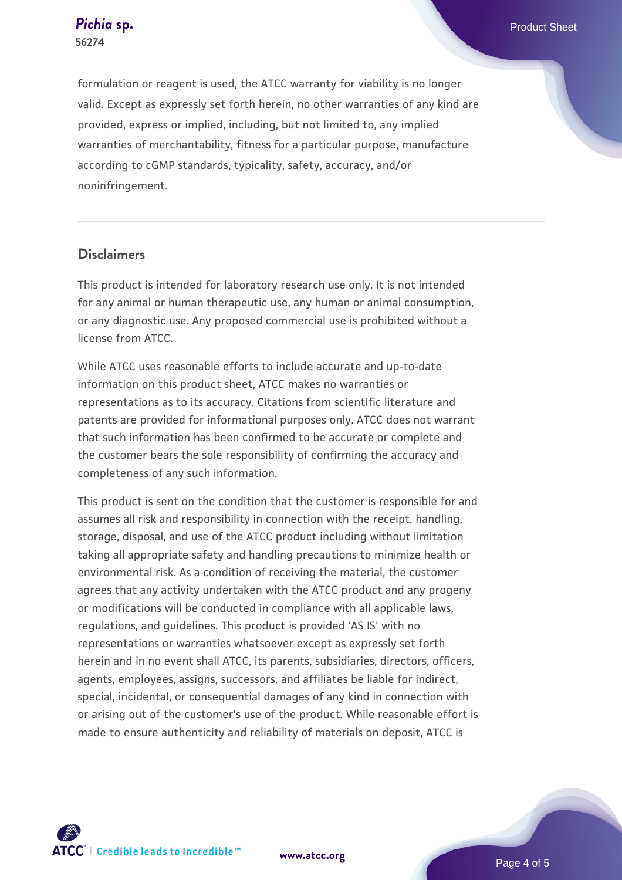formulation or reagent is used, the ATCC warranty for viability is no longer valid. Except as expressly set forth herein, no other warranties of any kind are provided, express or implied, including, but not limited to, any implied warranties of merchantability, fitness for a particular purpose, manufacture according to cGMP standards, typicality, safety, accuracy, and/or noninfringement.

## Disclaimers

This product is intended for laboratory research use only. It is not intended for any animal or human therapeutic use, any human or animal consumption, or any diagnostic use. Any proposed commercial use is prohibited without a license from ATCC.

While ATCC uses reasonable efforts to include accurate and up-to-date information on this product sheet, ATCC makes no warranties or representations as to its accuracy. Citations from scientific literature and patents are provided for informational purposes only. ATCC does not warrant that such information has been confirmed to be accurate or complete and the customer bears the sole responsibility of confirming the accuracy and completeness of any such information.

This product is sent on the condition that the customer is responsible for and assumes all risk and responsibility in connection with the receipt, handling, storage, disposal, and use of the ATCC product including without limitation taking all appropriate safety and handling precautions to minimize health or environmental risk. As a condition of receiving the material, the customer agrees that any activity undertaken with the ATCC product and any progeny or modifications will be conducted in compliance with all applicable laws, regulations, and guidelines. This product is provided 'AS IS' with no representations or warranties whatsoever except as expressly set forth herein and in no event shall ATCC, its parents, subsidiaries, directors, officers, agents, employees, assigns, successors, and affiliates be liable for indirect, special, incidental, or consequential damages of any kind in connection with or arising out of the customer's use of the product. While reasonable effort is made to ensure authenticity and reliability of materials on deposit, ATCC is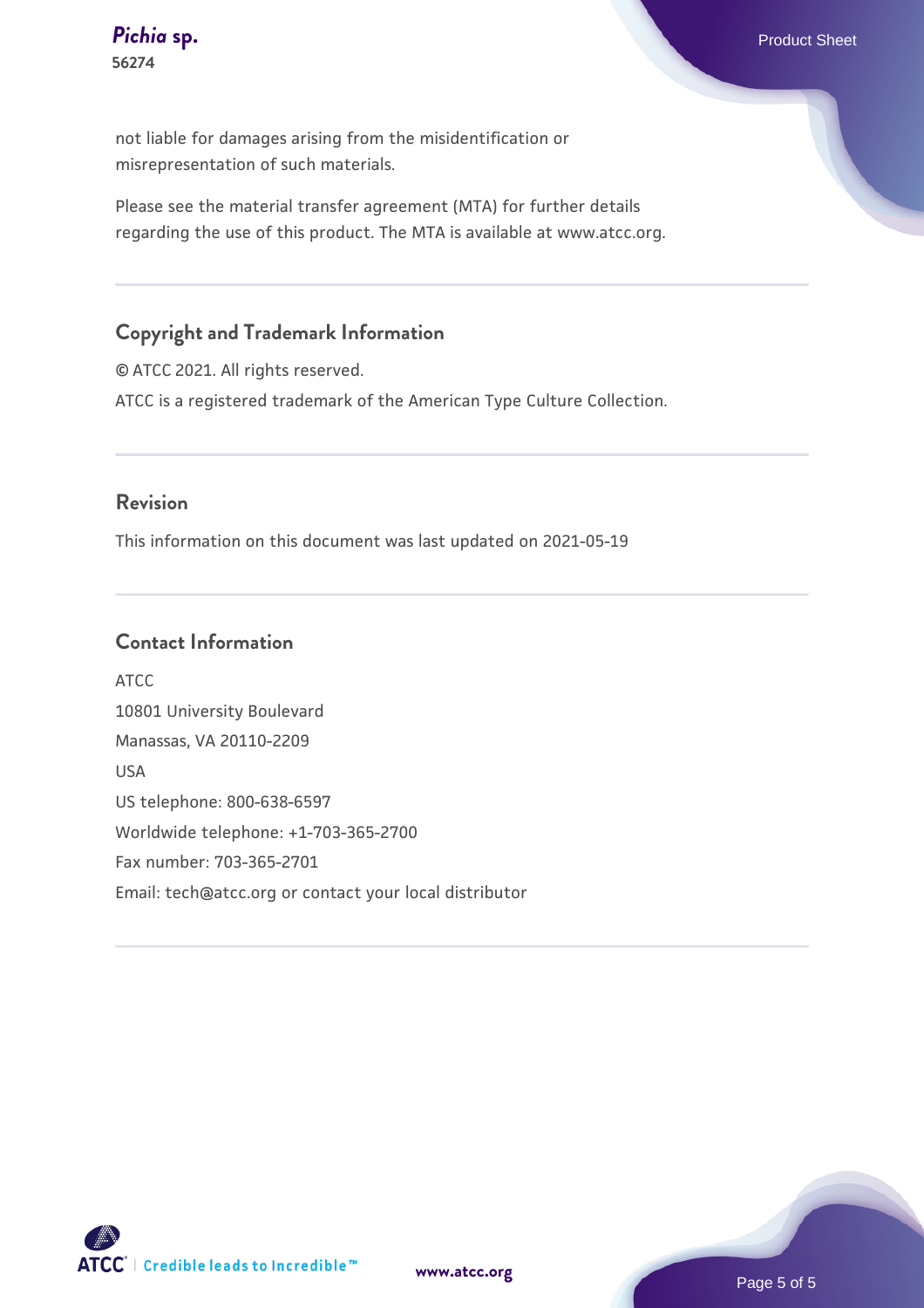not liable for damages arising from the misidentification or misrepresentation of such materials.

Please see the material transfer agreement (MTA) for further details regarding the use of this product. The MTA is available at www.atcc.org.

## Copyright and Trademark Information

© ATCC 2021. All rights reserved.

ATCC is a registered trademark of the American Type Culture Collection.

## Revision

This information on this document was last updated on 2021-05-19

## Contact Information

ATCC
10801 University Boulevard
Manassas, VA 20110-2209
USA
US telephone: 800-638-6597
Worldwide telephone: +1-703-365-2700
Fax number: 703-365-2701
Email: tech@atcc.org or contact your local distributor